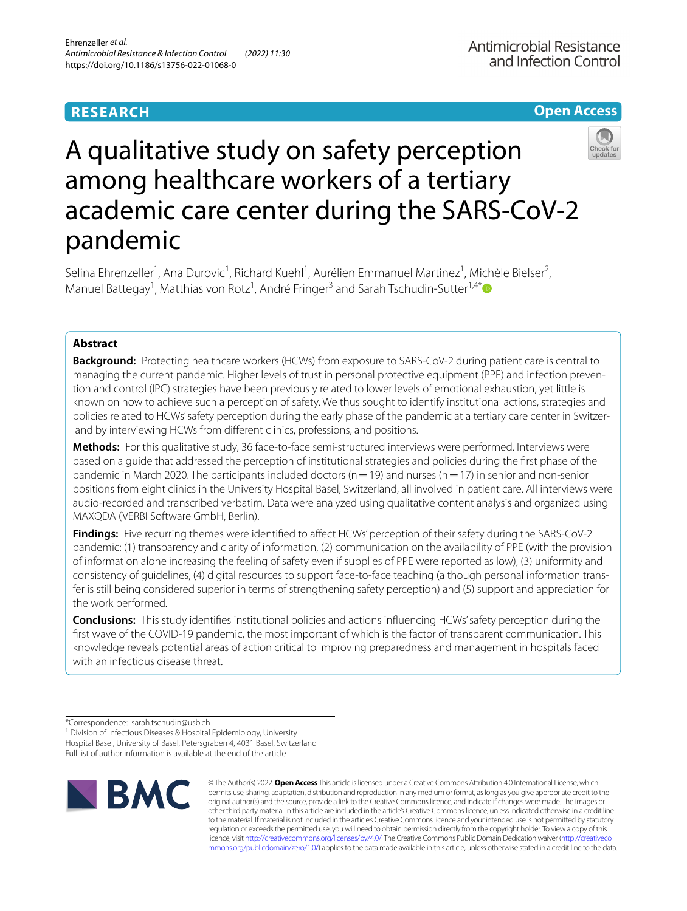RESEARCH

Open Access

# A qualitative study on safety perception among healthcare workers of a tertiary academic care center during the SARS-CoV-2 pandemic

Selina Ehrenzeller[1], Ana Durovic[1], Richard Kuehl[1], Aurélien Emmanuel Martinez[1], Michèle Bielser[2], Manuel Battegay[1], Matthias von Rotz[1], André Fringer[3] and Sarah Tschudin-Sutter[1,4*]

## Abstract

**Background:** Protecting healthcare workers (HCWs) from exposure to SARS-CoV-2 during patient care is central to managing the current pandemic. Higher levels of trust in personal protective equipment (PPE) and infection prevention and control (IPC) strategies have been previously related to lower levels of emotional exhaustion, yet little is known on how to achieve such a perception of safety. We thus sought to identify institutional actions, strategies and policies related to HCWs' safety perception during the early phase of the pandemic at a tertiary care center in Switzerland by interviewing HCWs from different clinics, professions, and positions.

**Methods:** For this qualitative study, 36 face-to-face semi-structured interviews were performed. Interviews were based on a guide that addressed the perception of institutional strategies and policies during the first phase of the pandemic in March 2020. The participants included doctors (n = 19) and nurses (n = 17) in senior and non-senior positions from eight clinics in the University Hospital Basel, Switzerland, all involved in patient care. All interviews were audio-recorded and transcribed verbatim. Data were analyzed using qualitative content analysis and organized using MAXQDA (VERBI Software GmbH, Berlin).

**Findings:** Five recurring themes were identified to affect HCWs' perception of their safety during the SARS-CoV-2 pandemic: (1) transparency and clarity of information, (2) communication on the availability of PPE (with the provision of information alone increasing the feeling of safety even if supplies of PPE were reported as low), (3) uniformity and consistency of guidelines, (4) digital resources to support face-to-face teaching (although personal information transfer is still being considered superior in terms of strengthening safety perception) and (5) support and appreciation for the work performed.

**Conclusions:** This study identifies institutional policies and actions influencing HCWs' safety perception during the first wave of the COVID-19 pandemic, the most important of which is the factor of transparent communication. This knowledge reveals potential areas of action critical to improving preparedness and management in hospitals faced with an infectious disease threat.

*Correspondence: sarah.tschudin@usb.ch

[1] Division of Infectious Diseases & Hospital Epidemiology, University Hospital Basel, University of Basel, Petersgraben 4, 4031 Basel, Switzerland

Full list of author information is available at the end of the article

© The Author(s) 2022. **Open Access** This article is licensed under a Creative Commons Attribution 4.0 International License, which permits use, sharing, adaptation, distribution and reproduction in any medium or format, as long as you give appropriate credit to the original author(s) and the source, provide a link to the Creative Commons licence, and indicate if changes were made. The images or other third party material in this article are included in the article's Creative Commons licence, unless indicated otherwise in a credit line to the material. If material is not included in the article's Creative Commons licence and your intended use is not permitted by statutory regulation or exceeds the permitted use, you will need to obtain permission directly from the copyright holder. To view a copy of this licence, visit http://creativecommons.org/licenses/by/4.0/. The Creative Commons Public Domain Dedication waiver (http://creativecommons.org/publicdomain/zero/1.0/) applies to the data made available in this article, unless otherwise stated in a credit line to the data.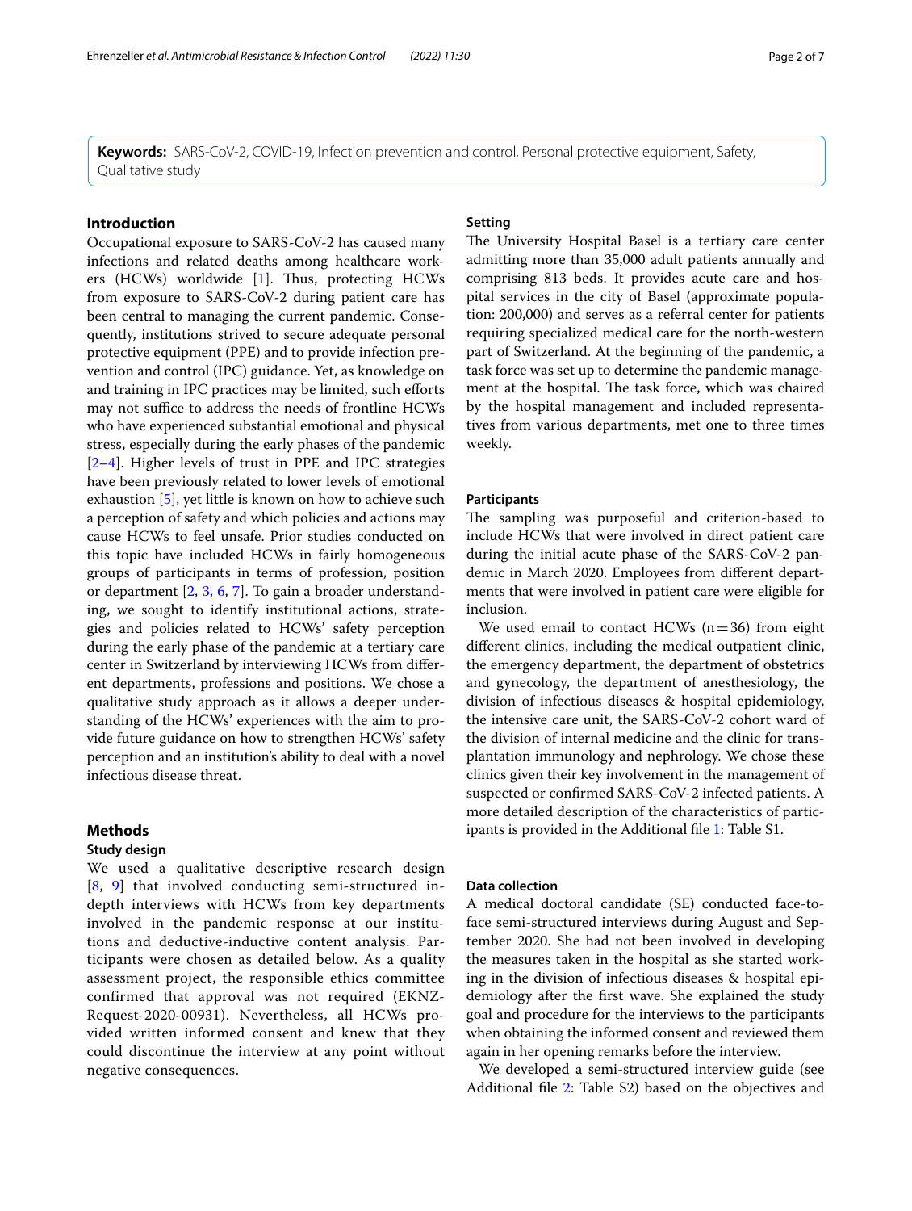**Keywords:** SARS-CoV-2, COVID-19, Infection prevention and control, Personal protective equipment, Safety, Qualitative study

## Introduction

Occupational exposure to SARS-CoV-2 has caused many infections and related deaths among healthcare workers (HCWs) worldwide [1]. Thus, protecting HCWs from exposure to SARS-CoV-2 during patient care has been central to managing the current pandemic. Consequently, institutions strived to secure adequate personal protective equipment (PPE) and to provide infection prevention and control (IPC) guidance. Yet, as knowledge on and training in IPC practices may be limited, such efforts may not suffice to address the needs of frontline HCWs who have experienced substantial emotional and physical stress, especially during the early phases of the pandemic [2–4]. Higher levels of trust in PPE and IPC strategies have been previously related to lower levels of emotional exhaustion [5], yet little is known on how to achieve such a perception of safety and which policies and actions may cause HCWs to feel unsafe. Prior studies conducted on this topic have included HCWs in fairly homogeneous groups of participants in terms of profession, position or department [2, 3, 6, 7]. To gain a broader understanding, we sought to identify institutional actions, strategies and policies related to HCWs' safety perception during the early phase of the pandemic at a tertiary care center in Switzerland by interviewing HCWs from different departments, professions and positions. We chose a qualitative study approach as it allows a deeper understanding of the HCWs' experiences with the aim to provide future guidance on how to strengthen HCWs' safety perception and an institution's ability to deal with a novel infectious disease threat.

## Methods

### Study design

We used a qualitative descriptive research design [8, 9] that involved conducting semi-structured in-depth interviews with HCWs from key departments involved in the pandemic response at our institutions and deductive-inductive content analysis. Participants were chosen as detailed below. As a quality assessment project, the responsible ethics committee confirmed that approval was not required (EKNZ-Request-2020-00931). Nevertheless, all HCWs provided written informed consent and knew that they could discontinue the interview at any point without negative consequences.

### Setting

The University Hospital Basel is a tertiary care center admitting more than 35,000 adult patients annually and comprising 813 beds. It provides acute care and hospital services in the city of Basel (approximate population: 200,000) and serves as a referral center for patients requiring specialized medical care for the north-western part of Switzerland. At the beginning of the pandemic, a task force was set up to determine the pandemic management at the hospital. The task force, which was chaired by the hospital management and included representatives from various departments, met one to three times weekly.

### Participants

The sampling was purposeful and criterion-based to include HCWs that were involved in direct patient care during the initial acute phase of the SARS-CoV-2 pandemic in March 2020. Employees from different departments that were involved in patient care were eligible for inclusion.

We used email to contact HCWs (n = 36) from eight different clinics, including the medical outpatient clinic, the emergency department, the department of obstetrics and gynecology, the department of anesthesiology, the division of infectious diseases & hospital epidemiology, the intensive care unit, the SARS-CoV-2 cohort ward of the division of internal medicine and the clinic for transplantation immunology and nephrology. We chose these clinics given their key involvement in the management of suspected or confirmed SARS-CoV-2 infected patients. A more detailed description of the characteristics of participants is provided in the Additional file 1: Table S1.

### Data collection

A medical doctoral candidate (SE) conducted face-to-face semi-structured interviews during August and September 2020. She had not been involved in developing the measures taken in the hospital as she started working in the division of infectious diseases & hospital epidemiology after the first wave. She explained the study goal and procedure for the interviews to the participants when obtaining the informed consent and reviewed them again in her opening remarks before the interview.

We developed a semi-structured interview guide (see Additional file 2: Table S2) based on the objectives and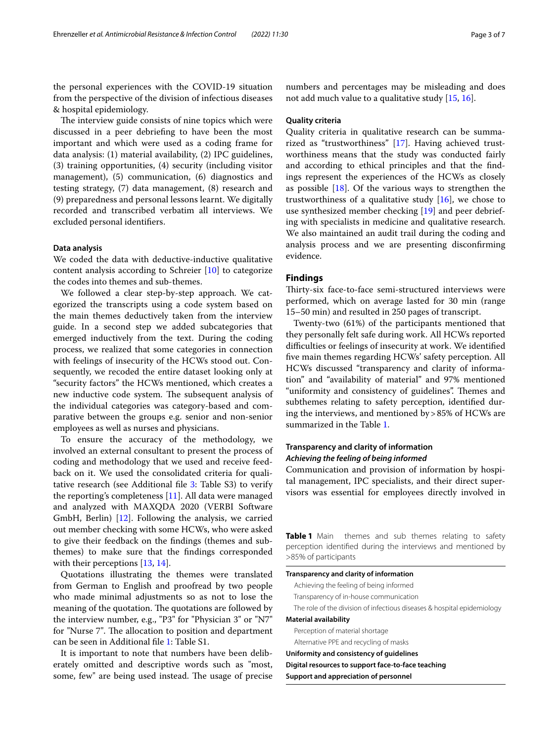the personal experiences with the COVID-19 situation from the perspective of the division of infectious diseases & hospital epidemiology.

The interview guide consists of nine topics which were discussed in a peer debriefing to have been the most important and which were used as a coding frame for data analysis: (1) material availability, (2) IPC guidelines, (3) training opportunities, (4) security (including visitor management), (5) communication, (6) diagnostics and testing strategy, (7) data management, (8) research and (9) preparedness and personal lessons learnt. We digitally recorded and transcribed verbatim all interviews. We excluded personal identifiers.

#### Data analysis

We coded the data with deductive-inductive qualitative content analysis according to Schreier [10] to categorize the codes into themes and sub-themes.

We followed a clear step-by-step approach. We categorized the transcripts using a code system based on the main themes deductively taken from the interview guide. In a second step we added subcategories that emerged inductively from the text. During the coding process, we realized that some categories in connection with feelings of insecurity of the HCWs stood out. Consequently, we recoded the entire dataset looking only at "security factors" the HCWs mentioned, which creates a new inductive code system. The subsequent analysis of the individual categories was category-based and comparative between the groups e.g. senior and non-senior employees as well as nurses and physicians.

To ensure the accuracy of the methodology, we involved an external consultant to present the process of coding and methodology that we used and receive feedback on it. We used the consolidated criteria for qualitative research (see Additional file 3: Table S3) to verify the reporting's completeness [11]. All data were managed and analyzed with MAXQDA 2020 (VERBI Software GmbH, Berlin) [12]. Following the analysis, we carried out member checking with some HCWs, who were asked to give their feedback on the findings (themes and subthemes) to make sure that the findings corresponded with their perceptions [13, 14].

Quotations illustrating the themes were translated from German to English and proofread by two people who made minimal adjustments so as not to lose the meaning of the quotation. The quotations are followed by the interview number, e.g., "P3" for "Physician 3" or "N7" for "Nurse 7". The allocation to position and department can be seen in Additional file 1: Table S1.

It is important to note that numbers have been deliberately omitted and descriptive words such as "most, some, few" are being used instead. The usage of precise numbers and percentages may be misleading and does not add much value to a qualitative study [15, 16].

#### Quality criteria

Quality criteria in qualitative research can be summarized as "trustworthiness" [17]. Having achieved trustworthiness means that the study was conducted fairly and according to ethical principles and that the findings represent the experiences of the HCWs as closely as possible [18]. Of the various ways to strengthen the trustworthiness of a qualitative study [16], we chose to use synthesized member checking [19] and peer debriefing with specialists in medicine and qualitative research. We also maintained an audit trail during the coding and analysis process and we are presenting disconfirming evidence.

## Findings

Thirty-six face-to-face semi-structured interviews were performed, which on average lasted for 30 min (range 15–50 min) and resulted in 250 pages of transcript.

Twenty-two (61%) of the participants mentioned that they personally felt safe during work. All HCWs reported difficulties or feelings of insecurity at work. We identified five main themes regarding HCWs' safety perception. All HCWs discussed "transparency and clarity of information" and "availability of material" and 97% mentioned "uniformity and consistency of guidelines". Themes and subthemes relating to safety perception, identified during the interviews, and mentioned by >85% of HCWs are summarized in the Table 1.

#### Transparency and clarity of information

*Achieving the feeling of being informed*

Communication and provision of information by hospital management, IPC specialists, and their direct supervisors was essential for employees directly involved in

**Table 1** Main themes and sub themes relating to safety perception identified during the interviews and mentioned by >85% of participants

| |
|---|
| **Transparency and clarity of information** |
| Achieving the feeling of being informed |
| Transparency of in-house communication |
| The role of the division of infectious diseases & hospital epidemiology |
| **Material availability** |
| Perception of material shortage |
| Alternative PPE and recycling of masks |
| **Uniformity and consistency of guidelines** |
| **Digital resources to support face-to-face teaching** |
| **Support and appreciation of personnel** |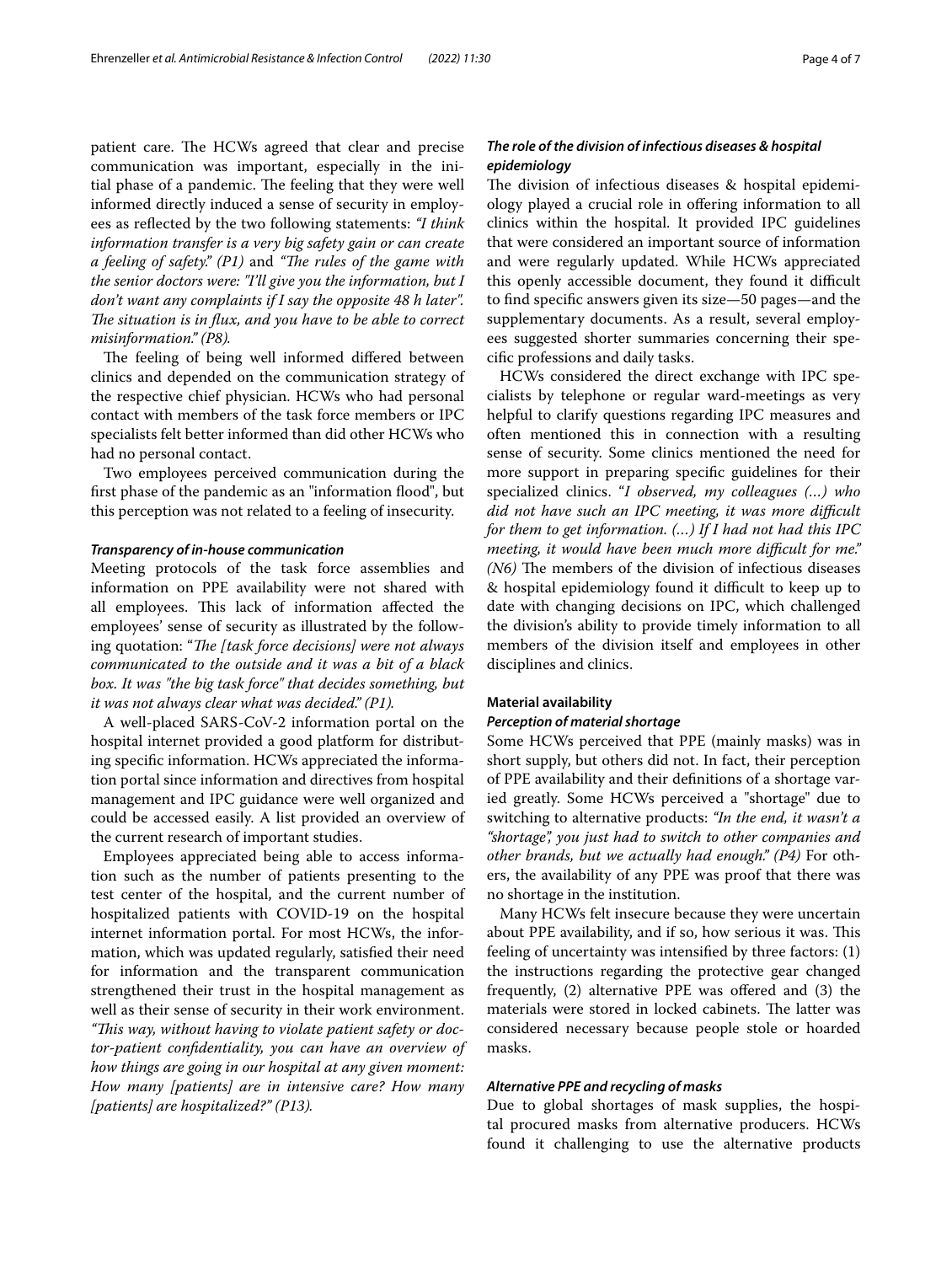patient care. The HCWs agreed that clear and precise communication was important, especially in the initial phase of a pandemic. The feeling that they were well informed directly induced a sense of security in employees as reflected by the two following statements: *"I think information transfer is a very big safety gain or can create a feeling of safety." (P1)* and *"The rules of the game with the senior doctors were: "I'll give you the information, but I don't want any complaints if I say the opposite 48 h later". The situation is in flux, and you have to be able to correct misinformation." (P8).*

The feeling of being well informed differed between clinics and depended on the communication strategy of the respective chief physician. HCWs who had personal contact with members of the task force members or IPC specialists felt better informed than did other HCWs who had no personal contact.

Two employees perceived communication during the first phase of the pandemic as an "information flood", but this perception was not related to a feeling of insecurity.

#### *Transparency of in-house communication*

Meeting protocols of the task force assemblies and information on PPE availability were not shared with all employees. This lack of information affected the employees' sense of security as illustrated by the following quotation: "*The [task force decisions] were not always communicated to the outside and it was a bit of a black box. It was "the big task force" that decides something, but it was not always clear what was decided." (P1).*

A well-placed SARS-CoV-2 information portal on the hospital internet provided a good platform for distributing specific information. HCWs appreciated the information portal since information and directives from hospital management and IPC guidance were well organized and could be accessed easily. A list provided an overview of the current research of important studies.

Employees appreciated being able to access information such as the number of patients presenting to the test center of the hospital, and the current number of hospitalized patients with COVID-19 on the hospital internet information portal. For most HCWs, the information, which was updated regularly, satisfied their need for information and the transparent communication strengthened their trust in the hospital management as well as their sense of security in their work environment. *"This way, without having to violate patient safety or doctor-patient confidentiality, you can have an overview of how things are going in our hospital at any given moment: How many [patients] are in intensive care? How many [patients] are hospitalized?" (P13).*

#### *The role of the division of infectious diseases & hospital epidemiology*

The division of infectious diseases & hospital epidemiology played a crucial role in offering information to all clinics within the hospital. It provided IPC guidelines that were considered an important source of information and were regularly updated. While HCWs appreciated this openly accessible document, they found it difficult to find specific answers given its size—50 pages—and the supplementary documents. As a result, several employees suggested shorter summaries concerning their specific professions and daily tasks.

HCWs considered the direct exchange with IPC specialists by telephone or regular ward-meetings as very helpful to clarify questions regarding IPC measures and often mentioned this in connection with a resulting sense of security. Some clinics mentioned the need for more support in preparing specific guidelines for their specialized clinics. "*I observed, my colleagues (…) who did not have such an IPC meeting, it was more difficult for them to get information. (…) If I had not had this IPC meeting, it would have been much more difficult for me." (N6)* The members of the division of infectious diseases & hospital epidemiology found it difficult to keep up to date with changing decisions on IPC, which challenged the division's ability to provide timely information to all members of the division itself and employees in other disciplines and clinics.

### Material availability

#### *Perception of material shortage*

Some HCWs perceived that PPE (mainly masks) was in short supply, but others did not. In fact, their perception of PPE availability and their definitions of a shortage varied greatly. Some HCWs perceived a "shortage" due to switching to alternative products: *"In the end, it wasn't a "shortage", you just had to switch to other companies and other brands, but we actually had enough." (P4)* For others, the availability of any PPE was proof that there was no shortage in the institution.

Many HCWs felt insecure because they were uncertain about PPE availability, and if so, how serious it was. This feeling of uncertainty was intensified by three factors: (1) the instructions regarding the protective gear changed frequently, (2) alternative PPE was offered and (3) the materials were stored in locked cabinets. The latter was considered necessary because people stole or hoarded masks.

#### *Alternative PPE and recycling of masks*

Due to global shortages of mask supplies, the hospital procured masks from alternative producers. HCWs found it challenging to use the alternative products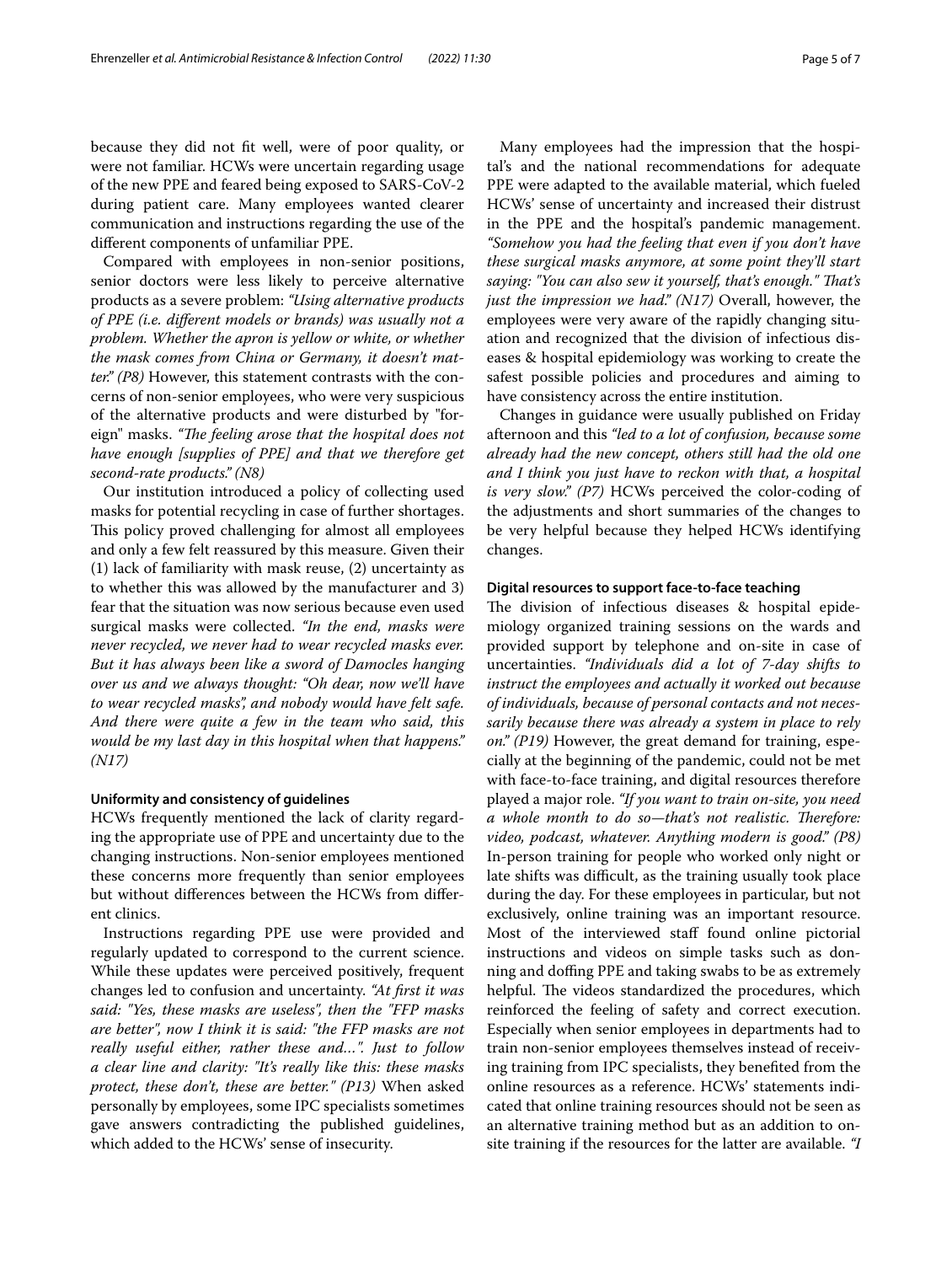because they did not fit well, were of poor quality, or were not familiar. HCWs were uncertain regarding usage of the new PPE and feared being exposed to SARS-CoV-2 during patient care. Many employees wanted clearer communication and instructions regarding the use of the different components of unfamiliar PPE.

Compared with employees in non-senior positions, senior doctors were less likely to perceive alternative products as a severe problem: *"Using alternative products of PPE (i.e. different models or brands) was usually not a problem. Whether the apron is yellow or white, or whether the mask comes from China or Germany, it doesn't matter." (P8)* However, this statement contrasts with the concerns of non-senior employees, who were very suspicious of the alternative products and were disturbed by "foreign" masks. *"The feeling arose that the hospital does not have enough [supplies of PPE] and that we therefore get second-rate products." (N8)*

Our institution introduced a policy of collecting used masks for potential recycling in case of further shortages. This policy proved challenging for almost all employees and only a few felt reassured by this measure. Given their (1) lack of familiarity with mask reuse, (2) uncertainty as to whether this was allowed by the manufacturer and 3) fear that the situation was now serious because even used surgical masks were collected. *"In the end, masks were never recycled, we never had to wear recycled masks ever. But it has always been like a sword of Damocles hanging over us and we always thought: "Oh dear, now we'll have to wear recycled masks", and nobody would have felt safe. And there were quite a few in the team who said, this would be my last day in this hospital when that happens." (N17)*

#### Uniformity and consistency of guidelines

HCWs frequently mentioned the lack of clarity regarding the appropriate use of PPE and uncertainty due to the changing instructions. Non-senior employees mentioned these concerns more frequently than senior employees but without differences between the HCWs from different clinics.

Instructions regarding PPE use were provided and regularly updated to correspond to the current science. While these updates were perceived positively, frequent changes led to confusion and uncertainty. *"At first it was said: "Yes, these masks are useless", then the "FFP masks are better", now I think it is said: "the FFP masks are not really useful either, rather these and…". Just to follow a clear line and clarity: "It's really like this: these masks protect, these don't, these are better." (P13)* When asked personally by employees, some IPC specialists sometimes gave answers contradicting the published guidelines, which added to the HCWs' sense of insecurity.

Many employees had the impression that the hospital's and the national recommendations for adequate PPE were adapted to the available material, which fueled HCWs' sense of uncertainty and increased their distrust in the PPE and the hospital's pandemic management. *"Somehow you had the feeling that even if you don't have these surgical masks anymore, at some point they'll start saying: "You can also sew it yourself, that's enough." That's just the impression we had." (N17)* Overall, however, the employees were very aware of the rapidly changing situation and recognized that the division of infectious diseases & hospital epidemiology was working to create the safest possible policies and procedures and aiming to have consistency across the entire institution.

Changes in guidance were usually published on Friday afternoon and this *"led to a lot of confusion, because some already had the new concept, others still had the old one and I think you just have to reckon with that, a hospital is very slow." (P7)* HCWs perceived the color-coding of the adjustments and short summaries of the changes to be very helpful because they helped HCWs identifying changes.

#### Digital resources to support face-to-face teaching

The division of infectious diseases & hospital epidemiology organized training sessions on the wards and provided support by telephone and on-site in case of uncertainties. *"Individuals did a lot of 7-day shifts to instruct the employees and actually it worked out because of individuals, because of personal contacts and not necessarily because there was already a system in place to rely on." (P19)* However, the great demand for training, especially at the beginning of the pandemic, could not be met with face-to-face training, and digital resources therefore played a major role. *"If you want to train on-site, you need a whole month to do so—that's not realistic. Therefore: video, podcast, whatever. Anything modern is good." (P8)* In-person training for people who worked only night or late shifts was difficult, as the training usually took place during the day. For these employees in particular, but not exclusively, online training was an important resource. Most of the interviewed staff found online pictorial instructions and videos on simple tasks such as donning and doffing PPE and taking swabs to be as extremely helpful. The videos standardized the procedures, which reinforced the feeling of safety and correct execution. Especially when senior employees in departments had to train non-senior employees themselves instead of receiving training from IPC specialists, they benefited from the online resources as a reference. HCWs' statements indicated that online training resources should not be seen as an alternative training method but as an addition to on-site training if the resources for the latter are available. *"I*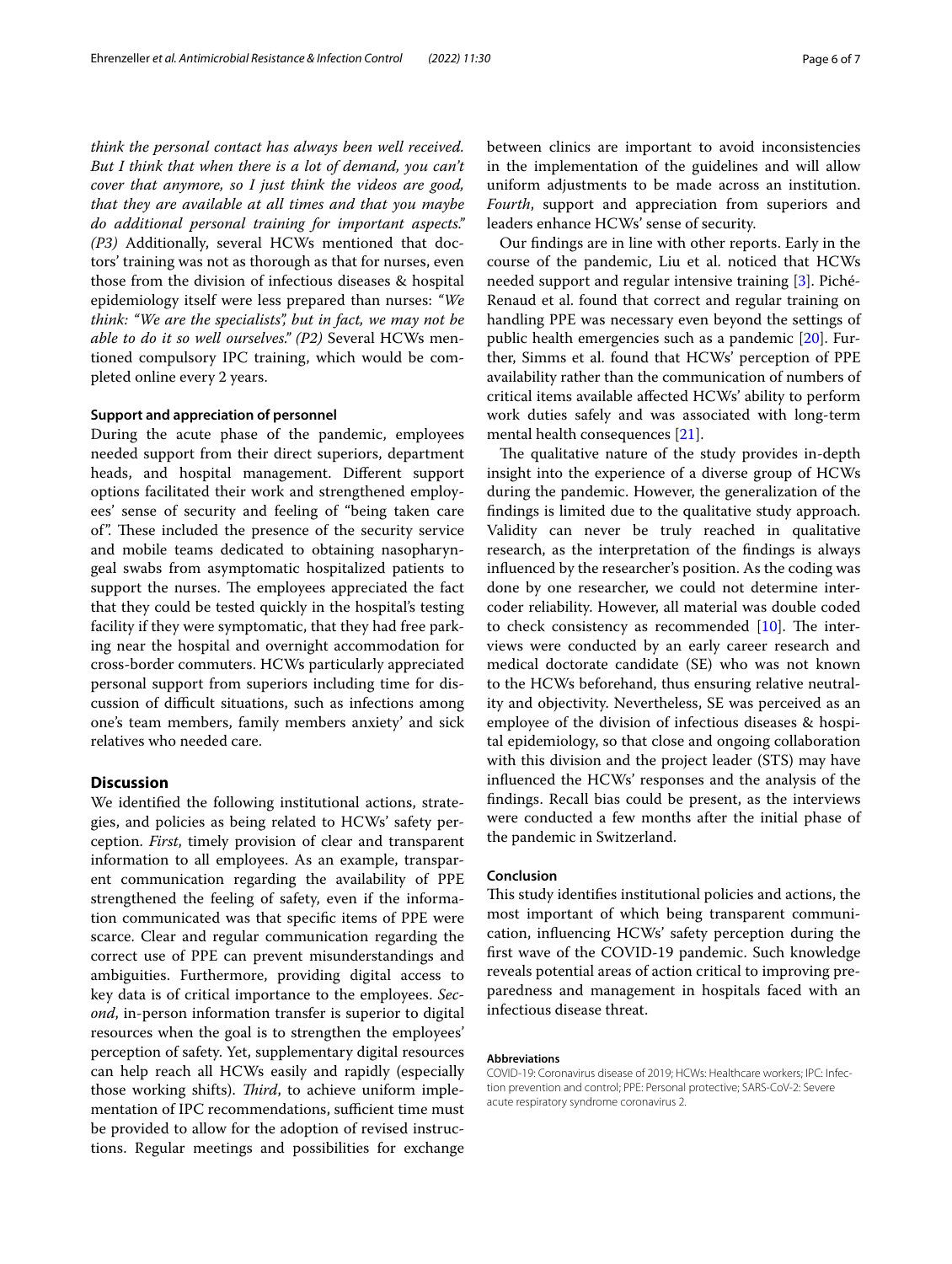*think the personal contact has always been well received. But I think that when there is a lot of demand, you can't cover that anymore, so I just think the videos are good, that they are available at all times and that you maybe do additional personal training for important aspects." (P3)* Additionally, several HCWs mentioned that doctors' training was not as thorough as that for nurses, even those from the division of infectious diseases & hospital epidemiology itself were less prepared than nurses: *"We think: "We are the specialists", but in fact, we may not be able to do it so well ourselves." (P2)* Several HCWs mentioned compulsory IPC training, which would be completed online every 2 years.

### Support and appreciation of personnel

During the acute phase of the pandemic, employees needed support from their direct superiors, department heads, and hospital management. Different support options facilitated their work and strengthened employees' sense of security and feeling of "being taken care of". These included the presence of the security service and mobile teams dedicated to obtaining nasopharyngeal swabs from asymptomatic hospitalized patients to support the nurses. The employees appreciated the fact that they could be tested quickly in the hospital's testing facility if they were symptomatic, that they had free parking near the hospital and overnight accommodation for cross-border commuters. HCWs particularly appreciated personal support from superiors including time for discussion of difficult situations, such as infections among one's team members, family members anxiety' and sick relatives who needed care.

## Discussion

We identified the following institutional actions, strategies, and policies as being related to HCWs' safety perception. *First*, timely provision of clear and transparent information to all employees. As an example, transparent communication regarding the availability of PPE strengthened the feeling of safety, even if the information communicated was that specific items of PPE were scarce. Clear and regular communication regarding the correct use of PPE can prevent misunderstandings and ambiguities. Furthermore, providing digital access to key data is of critical importance to the employees. *Second*, in-person information transfer is superior to digital resources when the goal is to strengthen the employees' perception of safety. Yet, supplementary digital resources can help reach all HCWs easily and rapidly (especially those working shifts). *Third*, to achieve uniform implementation of IPC recommendations, sufficient time must be provided to allow for the adoption of revised instructions. Regular meetings and possibilities for exchange between clinics are important to avoid inconsistencies in the implementation of the guidelines and will allow uniform adjustments to be made across an institution. *Fourth*, support and appreciation from superiors and leaders enhance HCWs' sense of security.

Our findings are in line with other reports. Early in the course of the pandemic, Liu et al. noticed that HCWs needed support and regular intensive training [3]. Piché-Renaud et al. found that correct and regular training on handling PPE was necessary even beyond the settings of public health emergencies such as a pandemic [20]. Further, Simms et al. found that HCWs' perception of PPE availability rather than the communication of numbers of critical items available affected HCWs' ability to perform work duties safely and was associated with long-term mental health consequences [21].

The qualitative nature of the study provides in-depth insight into the experience of a diverse group of HCWs during the pandemic. However, the generalization of the findings is limited due to the qualitative study approach. Validity can never be truly reached in qualitative research, as the interpretation of the findings is always influenced by the researcher's position. As the coding was done by one researcher, we could not determine inter-coder reliability. However, all material was double coded to check consistency as recommended [10]. The interviews were conducted by an early career research and medical doctorate candidate (SE) who was not known to the HCWs beforehand, thus ensuring relative neutrality and objectivity. Nevertheless, SE was perceived as an employee of the division of infectious diseases & hospital epidemiology, so that close and ongoing collaboration with this division and the project leader (STS) may have influenced the HCWs' responses and the analysis of the findings. Recall bias could be present, as the interviews were conducted a few months after the initial phase of the pandemic in Switzerland.

## Conclusion

This study identifies institutional policies and actions, the most important of which being transparent communication, influencing HCWs' safety perception during the first wave of the COVID-19 pandemic. Such knowledge reveals potential areas of action critical to improving preparedness and management in hospitals faced with an infectious disease threat.

#### Abbreviations

COVID-19: Coronavirus disease of 2019; HCWs: Healthcare workers; IPC: Infection prevention and control; PPE: Personal protective; SARS-CoV-2: Severe acute respiratory syndrome coronavirus 2.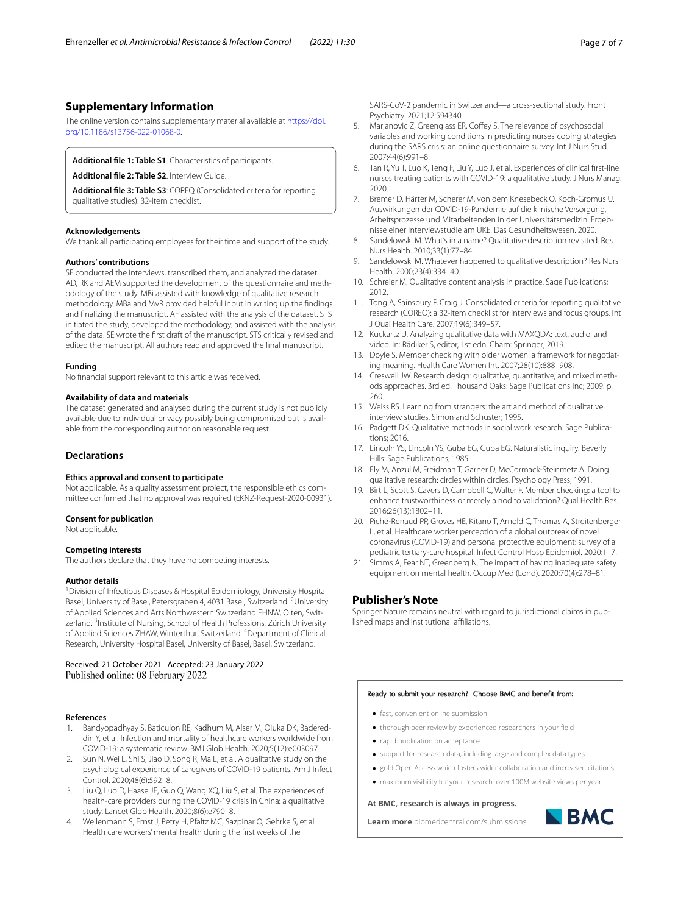## Supplementary Information

The online version contains supplementary material available at https://doi.org/10.1186/s13756-022-01068-0.

**Additional file 1: Table S1**. Characteristics of participants.

**Additional file 2: Table S2**. Interview Guide.

**Additional file 3: Table S3**: COREQ (Consolidated criteria for reporting qualitative studies): 32-item checklist.

### Acknowledgements

We thank all participating employees for their time and support of the study.

### Authors' contributions

SE conducted the interviews, transcribed them, and analyzed the dataset. AD, RK and AEM supported the development of the questionnaire and methodology of the study. MBi assisted with knowledge of qualitative research methodology. MBa and MvR provided helpful input in writing up the findings and finalizing the manuscript. AF assisted with the analysis of the dataset. STS initiated the study, developed the methodology, and assisted with the analysis of the data. SE wrote the first draft of the manuscript. STS critically revised and edited the manuscript. All authors read and approved the final manuscript.

### Funding

No financial support relevant to this article was received.

### Availability of data and materials

The dataset generated and analysed during the current study is not publicly available due to individual privacy possibly being compromised but is available from the corresponding author on reasonable request.

## Declarations

### Ethics approval and consent to participate

Not applicable. As a quality assessment project, the responsible ethics committee confirmed that no approval was required (EKNZ-Request-2020-00931).

### Consent for publication

Not applicable.

### Competing interests

The authors declare that they have no competing interests.

### Author details

[1]Division of Infectious Diseases & Hospital Epidemiology, University Hospital Basel, University of Basel, Petersgraben 4, 4031 Basel, Switzerland. [2]University of Applied Sciences and Arts Northwestern Switzerland FHNW, Olten, Switzerland. [3]Institute of Nursing, School of Health Professions, Zürich University of Applied Sciences ZHAW, Winterthur, Switzerland. [4]Department of Clinical Research, University Hospital Basel, University of Basel, Basel, Switzerland.

Received: 21 October 2021 Accepted: 23 January 2022
Published online: 08 February 2022

### References

1. Bandyopadhyay S, Baticulon RE, Kadhum M, Alser M, Ojuka DK, Badereddin Y, et al. Infection and mortality of healthcare workers worldwide from COVID-19: a systematic review. BMJ Glob Health. 2020;5(12):e003097.
2. Sun N, Wei L, Shi S, Jiao D, Song R, Ma L, et al. A qualitative study on the psychological experience of caregivers of COVID-19 patients. Am J Infect Control. 2020;48(6):592–8.
3. Liu Q, Luo D, Haase JE, Guo Q, Wang XQ, Liu S, et al. The experiences of health-care providers during the COVID-19 crisis in China: a qualitative study. Lancet Glob Health. 2020;8(6):e790–8.
4. Weilenmann S, Ernst J, Petry H, Pfaltz MC, Sazpinar O, Gehrke S, et al. Health care workers' mental health during the first weeks of the SARS-CoV-2 pandemic in Switzerland—a cross-sectional study. Front Psychiatry. 2021;12:594340.
5. Marjanovic Z, Greenglass ER, Coffey S. The relevance of psychosocial variables and working conditions in predicting nurses' coping strategies during the SARS crisis: an online questionnaire survey. Int J Nurs Stud. 2007;44(6):991–8.
6. Tan R, Yu T, Luo K, Teng F, Liu Y, Luo J, et al. Experiences of clinical first-line nurses treating patients with COVID-19: a qualitative study. J Nurs Manag. 2020.
7. Bremer D, Härter M, Scherer M, von dem Knesebeck O, Koch-Gromus U. Auswirkungen der COVID-19-Pandemie auf die klinische Versorgung, Arbeitsprozesse und Mitarbeitenden in der Universitätsmedizin: Ergebnisse einer Interviewstudie am UKE. Das Gesundheitswesen. 2020.
8. Sandelowski M. What's in a name? Qualitative description revisited. Res Nurs Health. 2010;33(1):77–84.
9. Sandelowski M. Whatever happened to qualitative description? Res Nurs Health. 2000;23(4):334–40.
10. Schreier M. Qualitative content analysis in practice. Sage Publications; 2012.
11. Tong A, Sainsbury P, Craig J. Consolidated criteria for reporting qualitative research (COREQ): a 32-item checklist for interviews and focus groups. Int J Qual Health Care. 2007;19(6):349–57.
12. Kuckartz U. Analyzing qualitative data with MAXQDA: text, audio, and video. In: Rädiker S, editor, 1st edn. Cham: Springer; 2019.
13. Doyle S. Member checking with older women: a framework for negotiating meaning. Health Care Women Int. 2007;28(10):888–908.
14. Creswell JW. Research design: qualitative, quantitative, and mixed methods approaches. 3rd ed. Thousand Oaks: Sage Publications Inc; 2009. p. 260.
15. Weiss RS. Learning from strangers: the art and method of qualitative interview studies. Simon and Schuster; 1995.
16. Padgett DK. Qualitative methods in social work research. Sage Publications; 2016.
17. Lincoln YS, Lincoln YS, Guba EG, Guba EG. Naturalistic inquiry. Beverly Hills: Sage Publications; 1985.
18. Ely M, Anzul M, Freidman T, Garner D, McCormack-Steinmetz A. Doing qualitative research: circles within circles. Psychology Press; 1991.
19. Birt L, Scott S, Cavers D, Campbell C, Walter F. Member checking: a tool to enhance trustworthiness or merely a nod to validation? Qual Health Res. 2016;26(13):1802–11.
20. Piché-Renaud PP, Groves HE, Kitano T, Arnold C, Thomas A, Streitenberger L, et al. Healthcare worker perception of a global outbreak of novel coronavirus (COVID-19) and personal protective equipment: survey of a pediatric tertiary-care hospital. Infect Control Hosp Epidemiol. 2020:1–7.
21. Simms A, Fear NT, Greenberg N. The impact of having inadequate safety equipment on mental health. Occup Med (Lond). 2020;70(4):278–81.

## Publisher's Note

Springer Nature remains neutral with regard to jurisdictional claims in published maps and institutional affiliations.

Ready to submit your research? Choose BMC and benefit from:

- fast, convenient online submission
- thorough peer review by experienced researchers in your field
- rapid publication on acceptance
- support for research data, including large and complex data types
- gold Open Access which fosters wider collaboration and increased citations
- maximum visibility for your research: over 100M website views per year

**At BMC, research is always in progress.**

**Learn more** biomedcentral.com/submissions

BMC